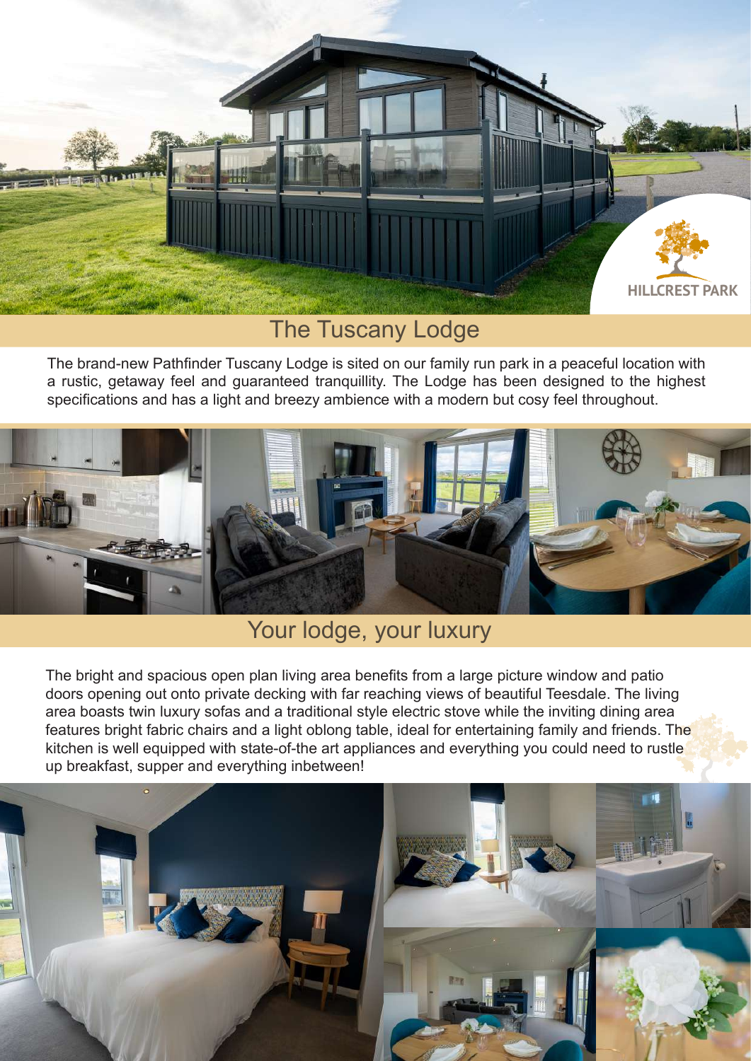HILLCREST PARK

# The Tuscany Lodge

The brand-new Pathfinder Tuscany Lodge is sited on our family run park in a peaceful location with a rustic, getaway feel and guaranteed tranquillity. The Lodge has been designed to the highest specifications and has a light and breezy ambience with a modern but cosy feel throughout.

## Your lodge, your luxury

The bright and spacious open plan living area benefits from a large picture window and patio doors opening out onto private decking with far reaching views of beautiful Teesdale. The living area boasts twin luxury sofas and a traditional style electric stove while the inviting dining area features bright fabric chairs and a light oblong table, ideal for entertaining family and friends. The kitchen is well equipped with state-of-the art appliances and everything you could need to rustle up breakfast, supper and everything inbetween!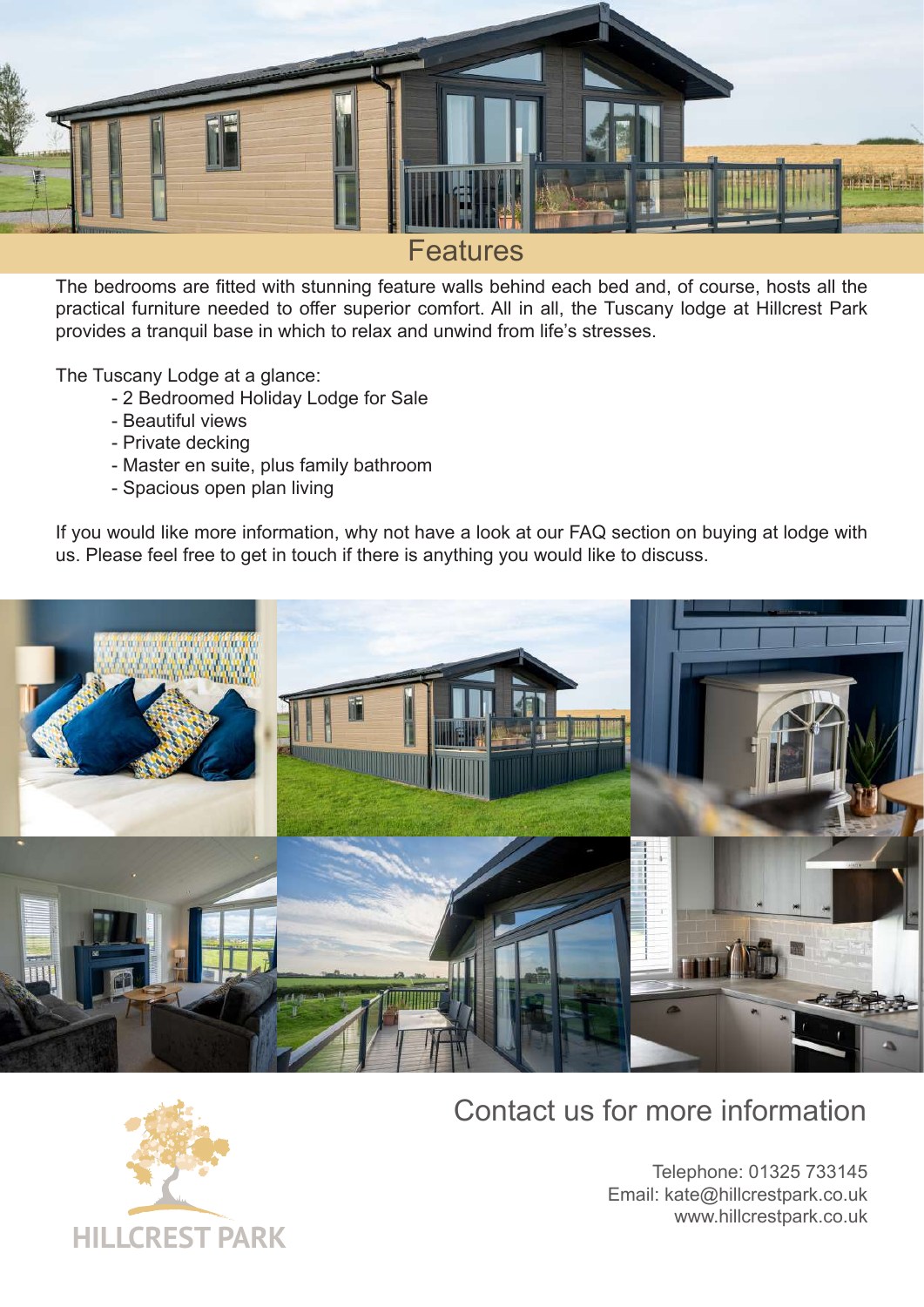## Features

The bedrooms are fitted with stunning feature walls behind each bed and, of course, hosts all the practical furniture needed to offer superior comfort. All in all, the Tuscany lodge at Hillcrest Park provides a tranquil base in which to relax and unwind from life's stresses.

The Tuscany Lodge at a glance:

- 2 Bedroomed Holiday Lodge for Sale
- Beautiful views
- Private decking
- Master en suite, plus family bathroom
- Spacious open plan living

If you would like more information, why not have a look at our FAQ section on buying at lodge with us. Please feel free to get in touch if there is anything you would like to discuss.

HILLCREST PARK

## Contact us for more information

Telephone: 01325 733145
Email: kate@hillcrestpark.co.uk
www.hillcrestpark.co.uk